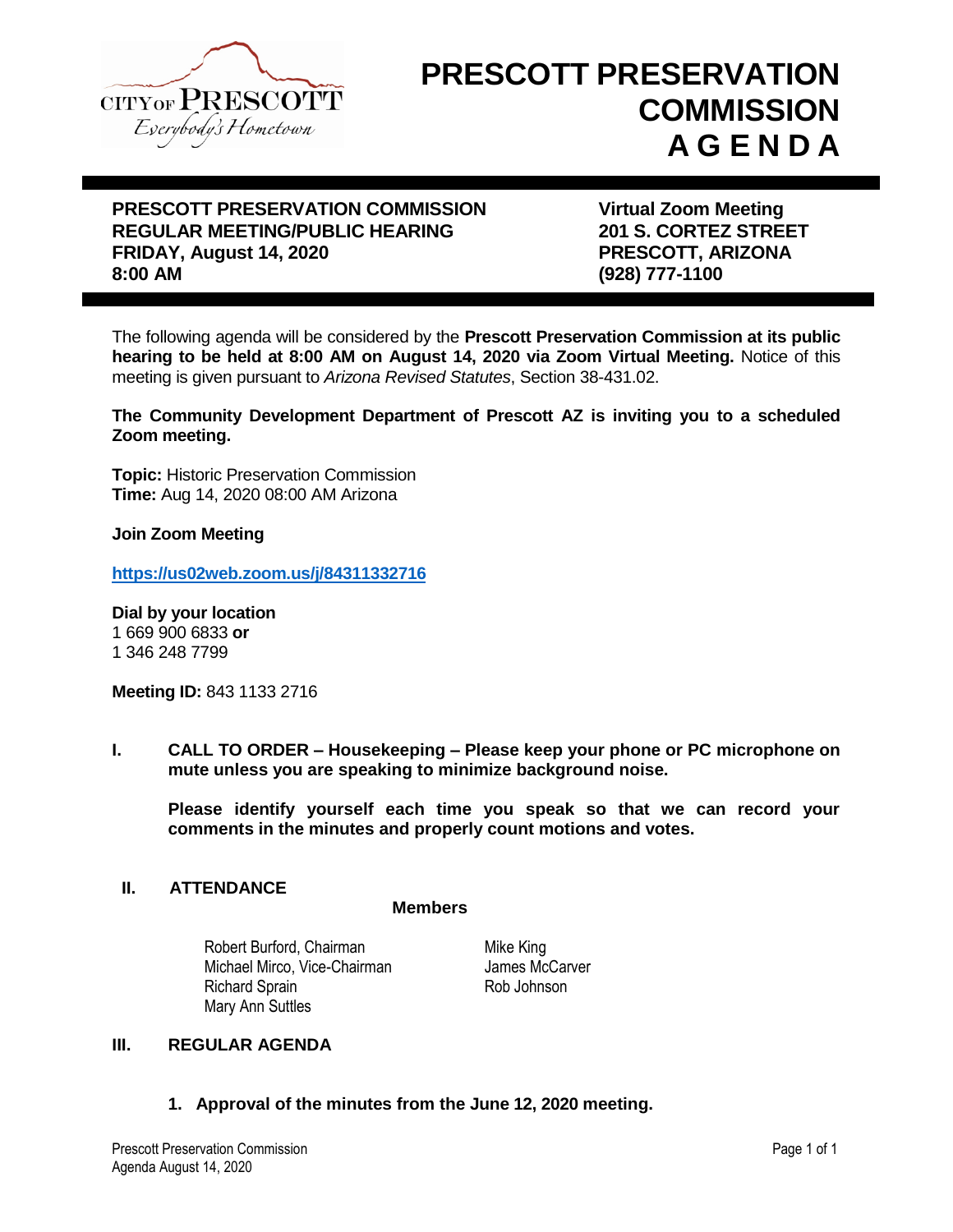# PRESCOTT PRESERVATION COMMISSION AGENDA

**PRESCOTT PRESERVATION COMMISSION**
**REGULAR MEETING/PUBLIC HEARING**
**FRIDAY, August 14, 2020**
**8:00 AM**

**Virtual Zoom Meeting**
**201 S. CORTEZ STREET**
**PRESCOTT, ARIZONA**
**(928) 777-1100**

The following agenda will be considered by the **Prescott Preservation Commission at its public hearing to be held at 8:00 AM on August 14, 2020 via Zoom Virtual Meeting.** Notice of this meeting is given pursuant to *Arizona Revised Statutes*, Section 38-431.02.

**The Community Development Department of Prescott AZ is inviting you to a scheduled Zoom meeting.**

**Topic:** Historic Preservation Commission
**Time:** Aug 14, 2020 08:00 AM Arizona

**Join Zoom Meeting**

**https://us02web.zoom.us/j/84311332716**

**Dial by your location**
1 669 900 6833 **or**
1 346 248 7799

**Meeting ID:** 843 1133 2716

**I. CALL TO ORDER – Housekeeping – Please keep your phone or PC microphone on mute unless you are speaking to minimize background noise.**

**Please identify yourself each time you speak so that we can record your comments in the minutes and properly count motions and votes.**

**II. ATTENDANCE**

**Members**

Robert Burford, Chairman
Michael Mirco, Vice-Chairman
Richard Sprain
Mary Ann Suttles
Mike King
James McCarver
Rob Johnson

**III. REGULAR AGENDA**

1. **Approval of the minutes from the June 12, 2020 meeting.**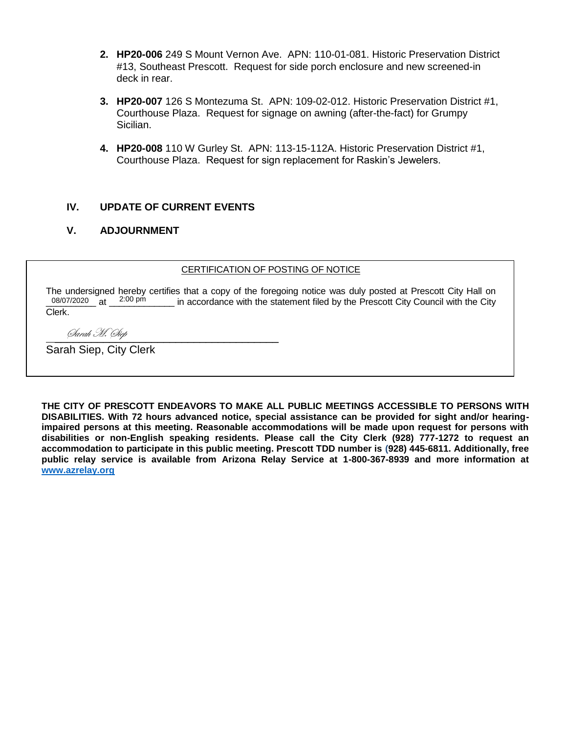2. **HP20-006** 249 S Mount Vernon Ave. APN: 110-01-081. Historic Preservation District #13, Southeast Prescott. Request for side porch enclosure and new screened-in deck in rear.

3. **HP20-007** 126 S Montezuma St. APN: 109-02-012. Historic Preservation District #1, Courthouse Plaza. Request for signage on awning (after-the-fact) for Grumpy Sicilian.

4. **HP20-008** 110 W Gurley St. APN: 113-15-112A. Historic Preservation District #1, Courthouse Plaza. Request for sign replacement for Raskin's Jewelers.

## IV. UPDATE OF CURRENT EVENTS

## V. ADJOURNMENT

CERTIFICATION OF POSTING OF NOTICE

The undersigned hereby certifies that a copy of the foregoing notice was duly posted at Prescott City Hall on 08/07/2020 at 2:00 pm in accordance with the statement filed by the Prescott City Council with the City Clerk.

*Sarah M. Siep*

Sarah Siep, City Clerk

**THE CITY OF PRESCOTT ENDEAVORS TO MAKE ALL PUBLIC MEETINGS ACCESSIBLE TO PERSONS WITH DISABILITIES. With 72 hours advanced notice, special assistance can be provided for sight and/or hearing-impaired persons at this meeting. Reasonable accommodations will be made upon request for persons with disabilities or non-English speaking residents. Please call the City Clerk (928) 777-1272 to request an accommodation to participate in this public meeting. Prescott TDD number is (928) 445-6811. Additionally, free public relay service is available from Arizona Relay Service at 1-800-367-8939 and more information at [www.azrelay.org](http://www.azrelay.org)**